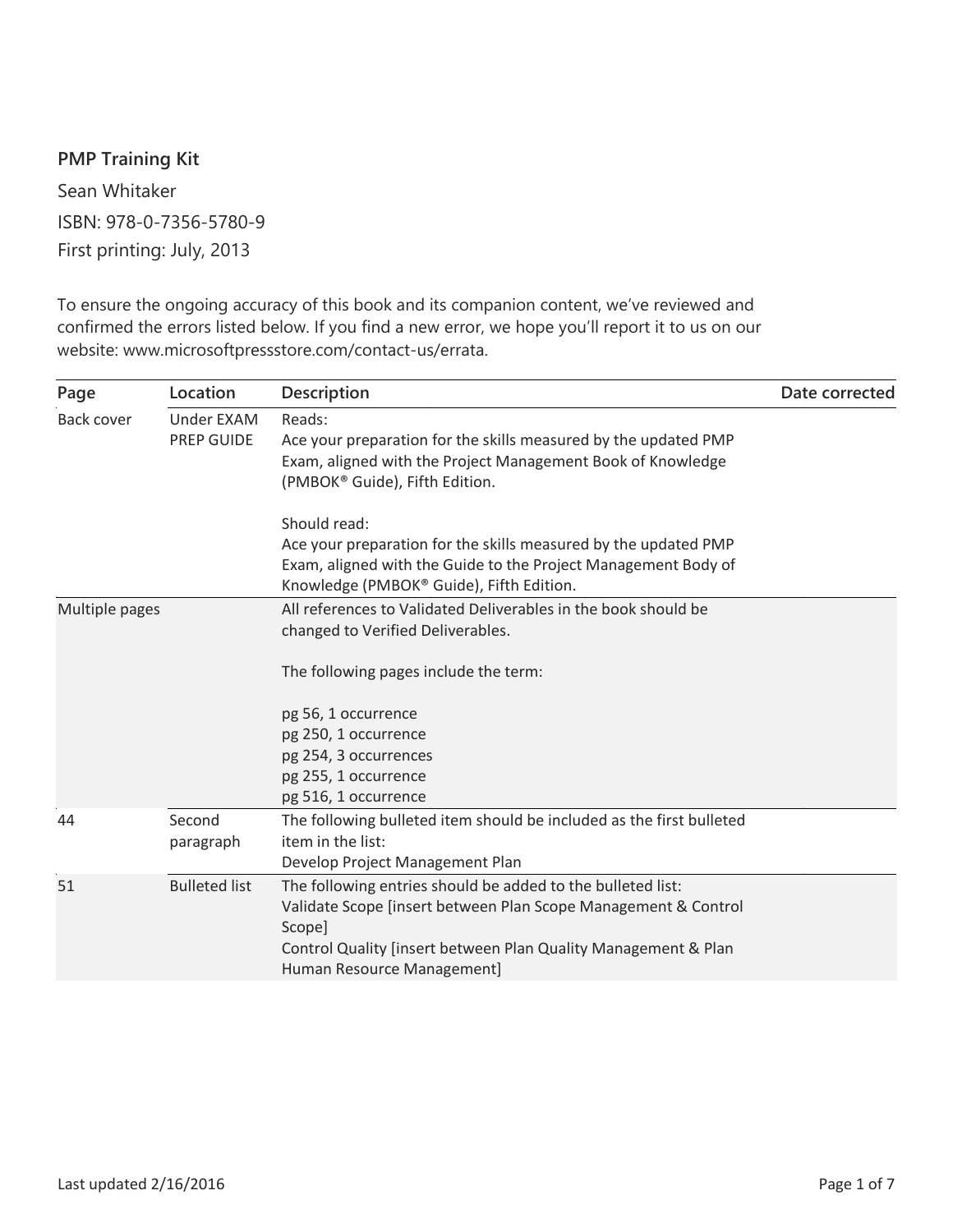**PMP Training Kit**

Sean Whitaker

ISBN: 978-0-7356-5780-9

First printing: July, 2013

To ensure the ongoing accuracy of this book and its companion content, we've reviewed and confirmed the errors listed below. If you find a new error, we hope you'll report it to us on our website: www.microsoftpressstore.com/contact-us/errata.

| Page | Location | Description | Date corrected |
|---|---|---|---|
| Back cover | Under EXAM PREP GUIDE | Reads:<br>Ace your preparation for the skills measured by the updated PMP Exam, aligned with the Project Management Book of Knowledge (PMBOK® Guide), Fifth Edition.<br><br>Should read:<br>Ace your preparation for the skills measured by the updated PMP Exam, aligned with the Guide to the Project Management Body of Knowledge (PMBOK® Guide), Fifth Edition. | |
| Multiple pages | | All references to Validated Deliverables in the book should be changed to Verified Deliverables.<br><br>The following pages include the term:<br><br>pg 56, 1 occurrence<br>pg 250, 1 occurrence<br>pg 254, 3 occurrences<br>pg 255, 1 occurrence<br>pg 516, 1 occurrence | |
| 44 | Second paragraph | The following bulleted item should be included as the first bulleted item in the list:<br>Develop Project Management Plan | |
| 51 | Bulleted list | The following entries should be added to the bulleted list:<br>Validate Scope [insert between Plan Scope Management & Control Scope]<br>Control Quality [insert between Plan Quality Management & Plan Human Resource Management] | |

Last updated 2/16/2016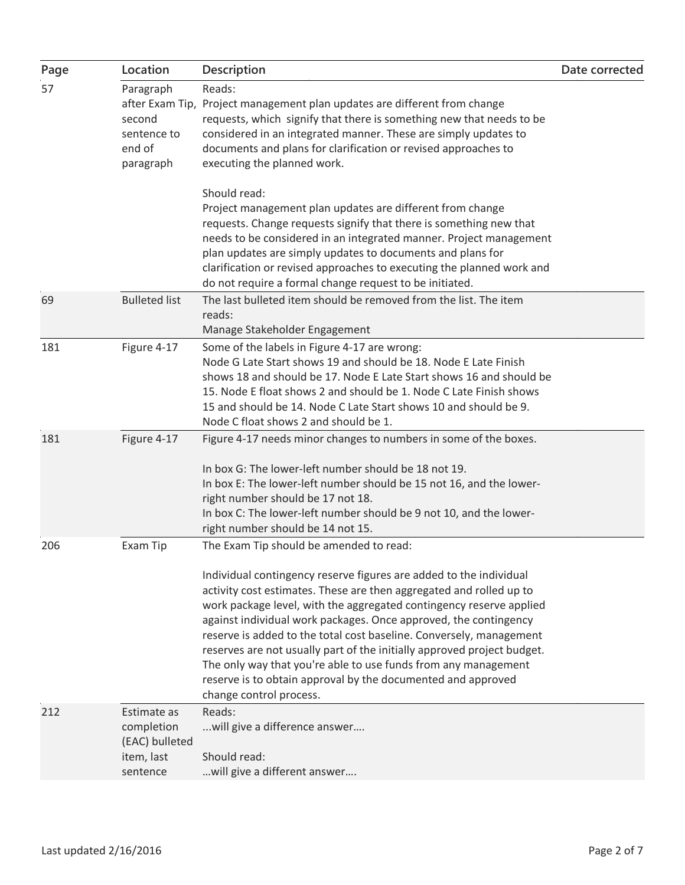| Page | Location | Description | Date corrected |
|---|---|---|---|
| 57 | Paragraph after Exam Tip, second sentence to end of paragraph | Reads:<br>Project management plan updates are different from change requests, which signify that there is something new that needs to be considered in an integrated manner. These are simply updates to documents and plans for clarification or revised approaches to executing the planned work.<br><br>Should read:<br>Project management plan updates are different from change requests. Change requests signify that there is something new that needs to be considered in an integrated manner. Project management plan updates are simply updates to documents and plans for clarification or revised approaches to executing the planned work and do not require a formal change request to be initiated. | |
| 69 | Bulleted list | The last bulleted item should be removed from the list. The item reads:<br>Manage Stakeholder Engagement | |
| 181 | Figure 4-17 | Some of the labels in Figure 4-17 are wrong:<br>Node G Late Start shows 19 and should be 18. Node E Late Finish shows 18 and should be 17. Node E Late Start shows 16 and should be 15. Node E float shows 2 and should be 1. Node C Late Finish shows 15 and should be 14. Node C Late Start shows 10 and should be 9. Node C float shows 2 and should be 1. | |
| 181 | Figure 4-17 | Figure 4-17 needs minor changes to numbers in some of the boxes.<br><br>In box G: The lower-left number should be 18 not 19.<br>In box E: The lower-left number should be 15 not 16, and the lower-right number should be 17 not 18.<br>In box C: The lower-left number should be 9 not 10, and the lower-right number should be 14 not 15. | |
| 206 | Exam Tip | The Exam Tip should be amended to read:<br><br>Individual contingency reserve figures are added to the individual activity cost estimates. These are then aggregated and rolled up to work package level, with the aggregated contingency reserve applied against individual work packages. Once approved, the contingency reserve is added to the total cost baseline. Conversely, management reserves are not usually part of the initially approved project budget. The only way that you're able to use funds from any management reserve is to obtain approval by the documented and approved change control process. | |
| 212 | Estimate as completion (EAC) bulleted item, last sentence | Reads:<br>...will give a difference answer….<br><br>Should read:<br>…will give a different answer…. | |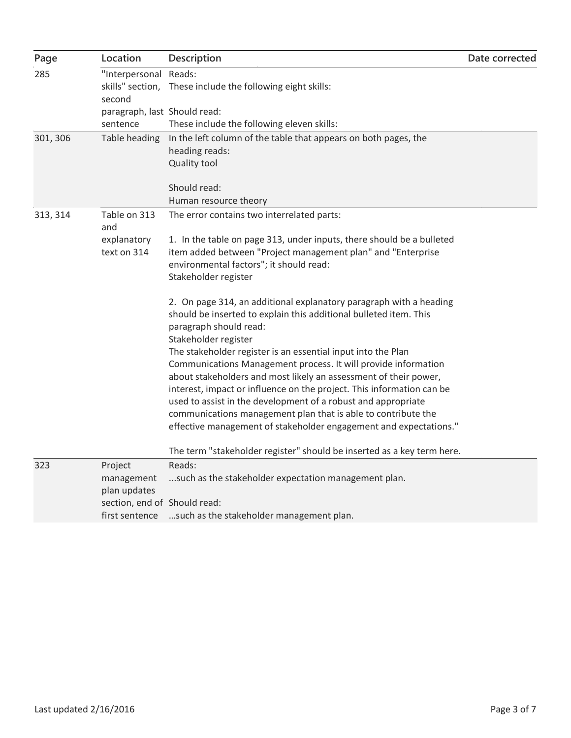| Page | Location | Description | Date corrected |
|---|---|---|---|
| 285 | "Interpersonal skills" section, second paragraph, last sentence | Reads:<br>These include the following eight skills:<br><br>Should read:<br>These include the following eleven skills: | |
| 301, 306 | Table heading | In the left column of the table that appears on both pages, the heading reads:<br>Quality tool<br><br>Should read:<br>Human resource theory | |
| 313, 314 | Table on 313 and explanatory text on 314 | The error contains two interrelated parts:<br><br>1. In the table on page 313, under inputs, there should be a bulleted item added between "Project management plan" and "Enterprise environmental factors"; it should read:<br>Stakeholder register<br><br>2. On page 314, an additional explanatory paragraph with a heading should be inserted to explain this additional bulleted item. This paragraph should read:<br>Stakeholder register<br>The stakeholder register is an essential input into the Plan Communications Management process. It will provide information about stakeholders and most likely an assessment of their power, interest, impact or influence on the project. This information can be used to assist in the development of a robust and appropriate communications management plan that is able to contribute the effective management of stakeholder engagement and expectations."<br><br>The term "stakeholder register" should be inserted as a key term here. | |
| 323 | Project management plan updates section, end of first sentence | Reads:<br>...such as the stakeholder expectation management plan.<br><br>Should read:<br>…such as the stakeholder management plan. | |

Last updated 2/16/2016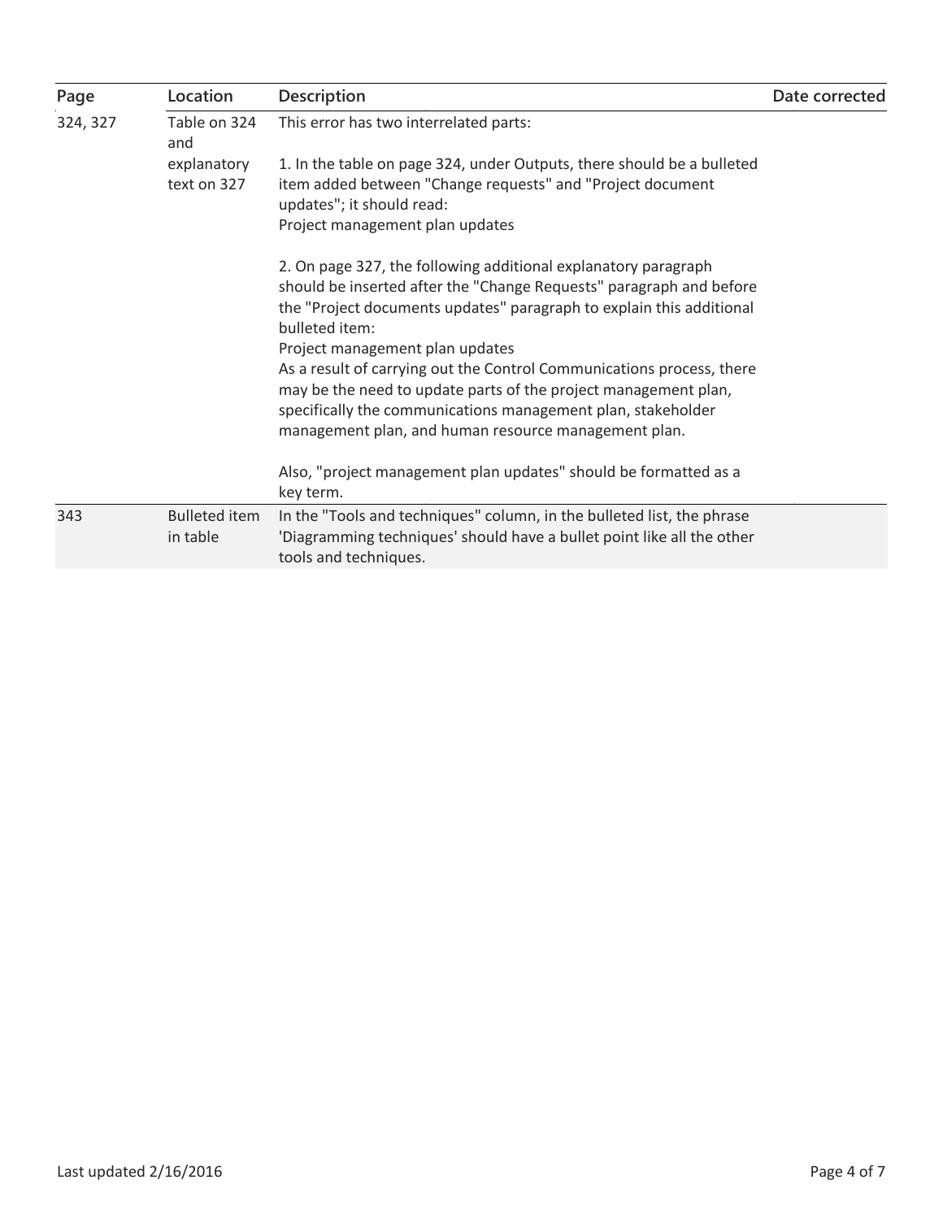| Page | Location | Description | Date corrected |
| --- | --- | --- | --- |
| 324, 327 | Table on 324 and explanatory text on 327 | This error has two interrelated parts:<br><br>1. In the table on page 324, under Outputs, there should be a bulleted item added between "Change requests" and "Project document updates"; it should read:<br>Project management plan updates<br><br>2. On page 327, the following additional explanatory paragraph should be inserted after the "Change Requests" paragraph and before the "Project documents updates" paragraph to explain this additional bulleted item:<br>Project management plan updates<br>As a result of carrying out the Control Communications process, there may be the need to update parts of the project management plan, specifically the communications management plan, stakeholder management plan, and human resource management plan.<br><br>Also, "project management plan updates" should be formatted as a key term. | |
| 343 | Bulleted item in table | In the "Tools and techniques" column, in the bulleted list, the phrase 'Diagramming techniques' should have a bullet point like all the other tools and techniques. | |

Last updated 2/16/2016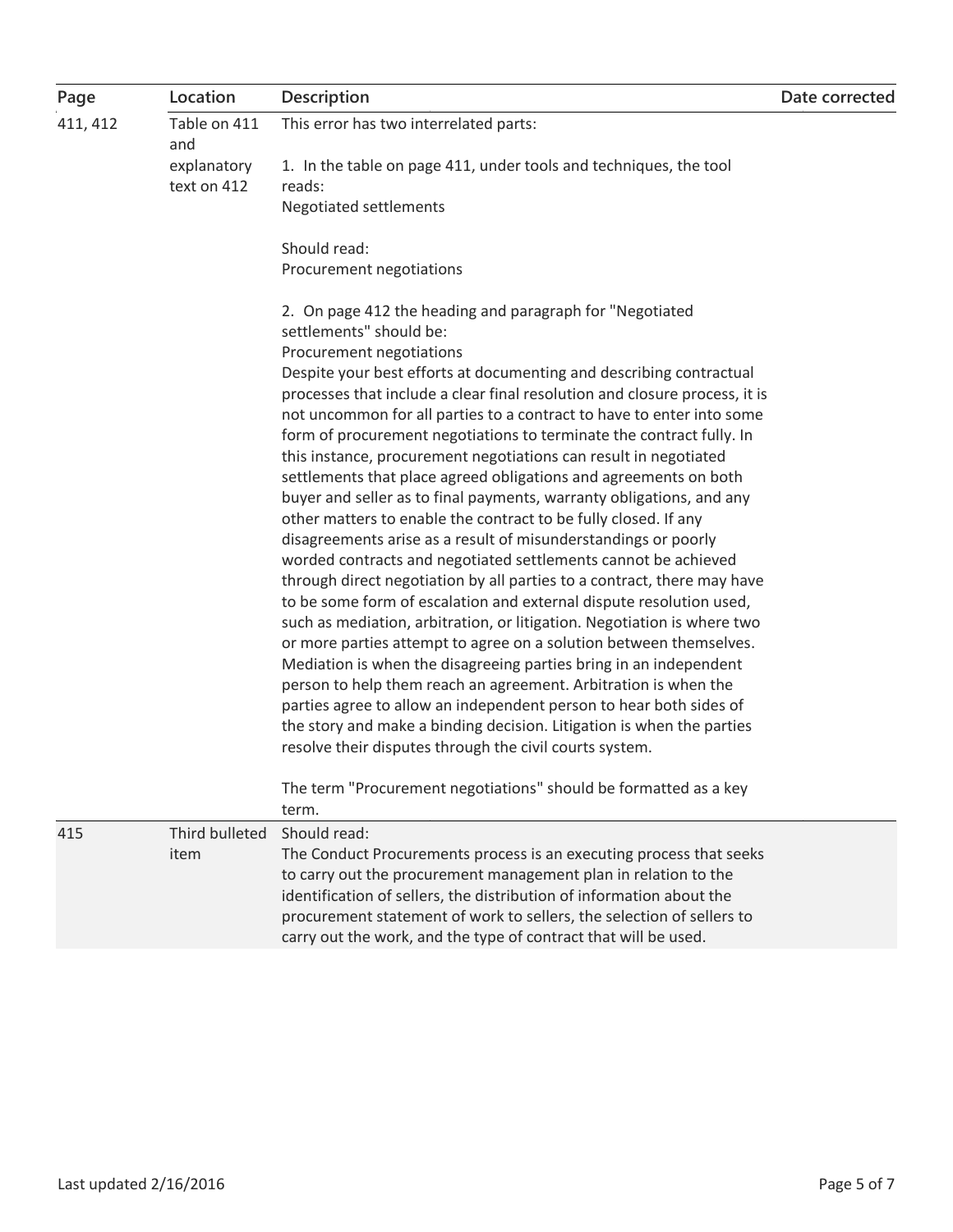| Page | Location | Description | Date corrected |
| --- | --- | --- | --- |
| 411, 412 | Table on 411 and explanatory text on 412 | This error has two interrelated parts:<br><br>1. In the table on page 411, under tools and techniques, the tool reads:<br>Negotiated settlements<br><br>Should read:<br>Procurement negotiations<br><br>2. On page 412 the heading and paragraph for "Negotiated settlements" should be:<br>Procurement negotiations<br>Despite your best efforts at documenting and describing contractual processes that include a clear final resolution and closure process, it is not uncommon for all parties to a contract to have to enter into some form of procurement negotiations to terminate the contract fully. In this instance, procurement negotiations can result in negotiated settlements that place agreed obligations and agreements on both buyer and seller as to final payments, warranty obligations, and any other matters to enable the contract to be fully closed. If any disagreements arise as a result of misunderstandings or poorly worded contracts and negotiated settlements cannot be achieved through direct negotiation by all parties to a contract, there may have to be some form of escalation and external dispute resolution used, such as mediation, arbitration, or litigation. Negotiation is where two or more parties attempt to agree on a solution between themselves. Mediation is when the disagreeing parties bring in an independent person to help them reach an agreement. Arbitration is when the parties agree to allow an independent person to hear both sides of the story and make a binding decision. Litigation is when the parties resolve their disputes through the civil courts system.<br><br>The term "Procurement negotiations" should be formatted as a key term. | |
| 415 | Third bulleted item | Should read:<br>The Conduct Procurements process is an executing process that seeks to carry out the procurement management plan in relation to the identification of sellers, the distribution of information about the procurement statement of work to sellers, the selection of sellers to carry out the work, and the type of contract that will be used. | |

Last updated 2/16/2016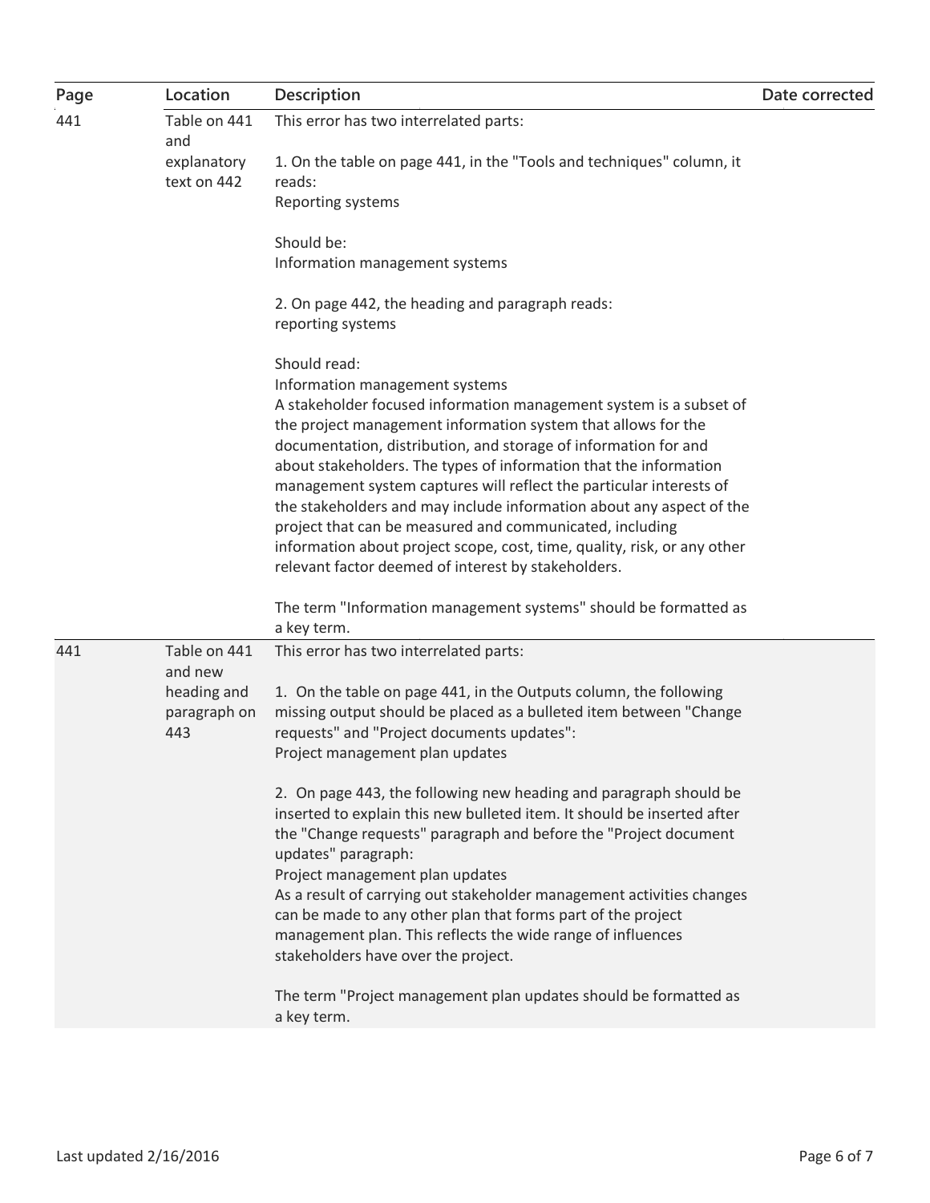| Page | Location | Description | Date corrected |
|---|---|---|---|
| 441 | Table on 441 and explanatory text on 442 | This error has two interrelated parts:<br><br>1. On the table on page 441, in the "Tools and techniques" column, it reads:<br>Reporting systems<br><br>Should be:<br>Information management systems<br><br>2. On page 442, the heading and paragraph reads:<br>reporting systems<br><br>Should read:<br>Information management systems<br>A stakeholder focused information management system is a subset of the project management information system that allows for the documentation, distribution, and storage of information for and about stakeholders. The types of information that the information management system captures will reflect the particular interests of the stakeholders and may include information about any aspect of the project that can be measured and communicated, including information about project scope, cost, time, quality, risk, or any other relevant factor deemed of interest by stakeholders.<br><br>The term "Information management systems" should be formatted as a key term. | |
| 441 | Table on 441 and new heading and paragraph on 443 | This error has two interrelated parts:<br><br>1. On the table on page 441, in the Outputs column, the following missing output should be placed as a bulleted item between "Change requests" and "Project documents updates":<br>Project management plan updates<br><br>2. On page 443, the following new heading and paragraph should be inserted to explain this new bulleted item. It should be inserted after the "Change requests" paragraph and before the "Project document updates" paragraph:<br>Project management plan updates<br>As a result of carrying out stakeholder management activities changes can be made to any other plan that forms part of the project management plan. This reflects the wide range of influences stakeholders have over the project.<br><br>The term "Project management plan updates should be formatted as a key term. | |

Last updated 2/16/2016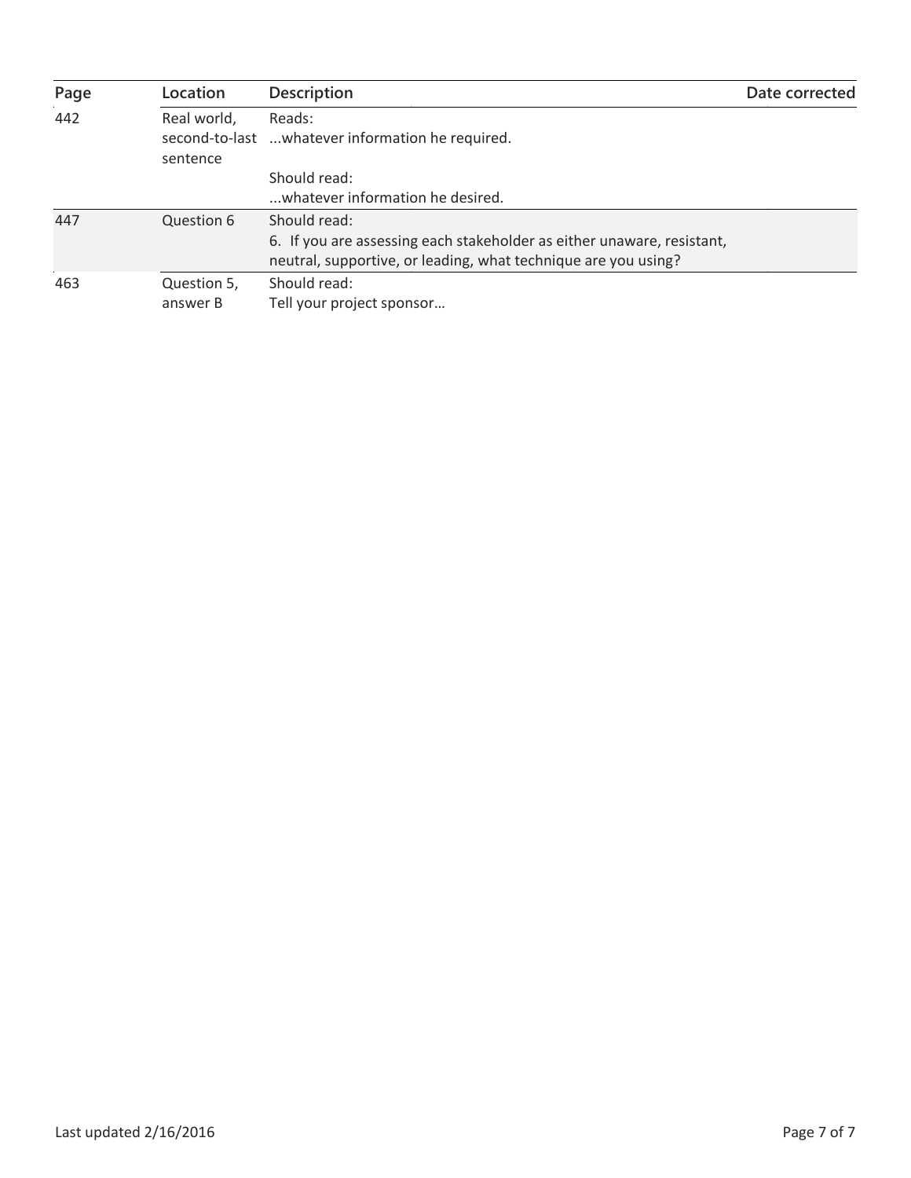| Page | Location | Description | Date corrected |
| --- | --- | --- | --- |
| 442 | Real world, second-to-last sentence | Reads:<br>...whatever information he required.<br><br>Should read:<br>...whatever information he desired. | |
| 447 | Question 6 | Should read:<br>6. If you are assessing each stakeholder as either unaware, resistant, neutral, supportive, or leading, what technique are you using? | |
| 463 | Question 5, answer B | Should read:<br>Tell your project sponsor... | |

Last updated 2/16/2016